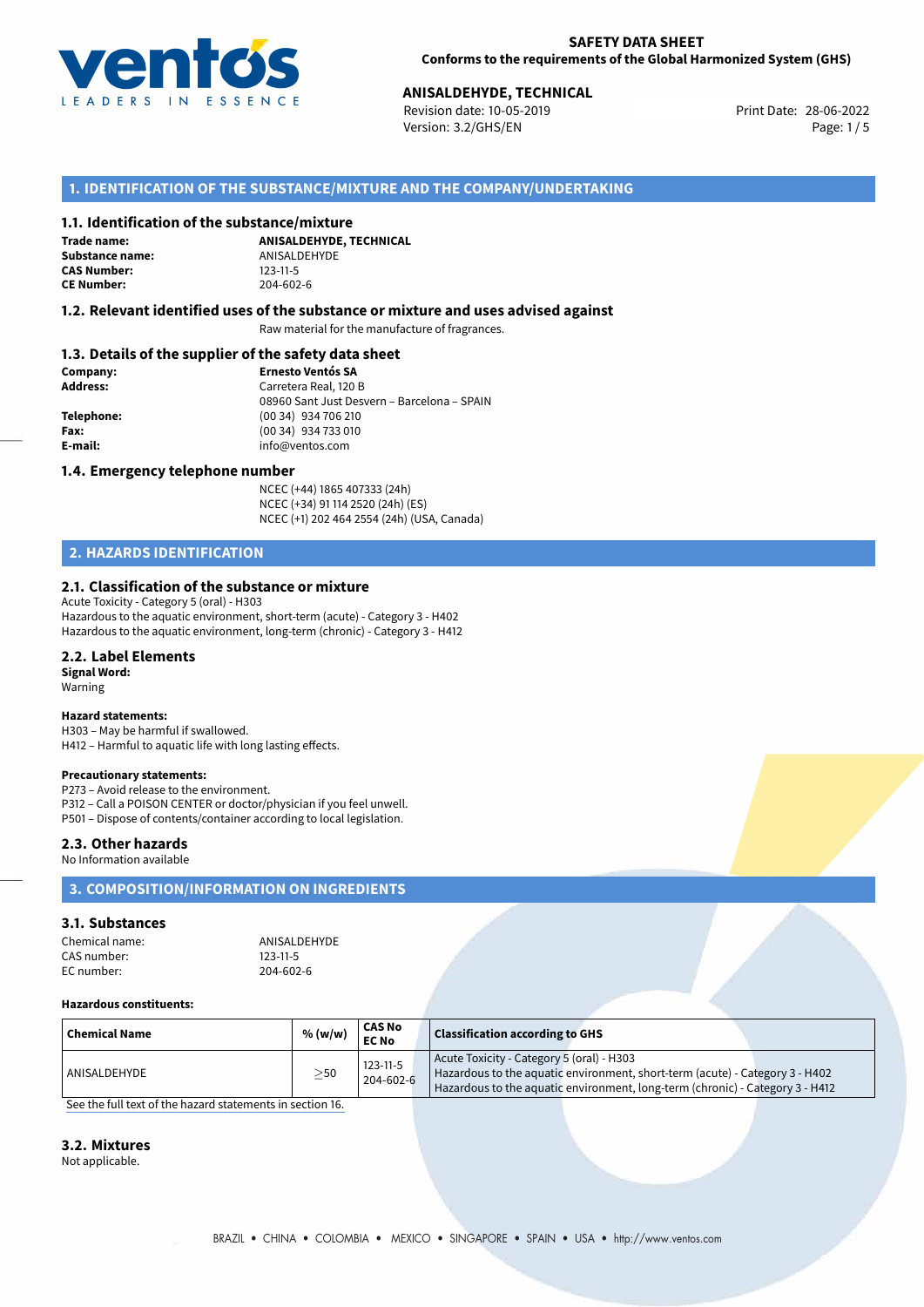**SAFETY DATA SHEET**
**Conforms to the requirements of the Global Harmonized System (GHS)**

**ANISALDEHYDE, TECHNICAL**
Revision date: 10-05-2019
Version: 3.2/GHS/EN
Print Date: 28-06-2022

## 1. IDENTIFICATION OF THE SUBSTANCE/MIXTURE AND THE COMPANY/UNDERTAKING

### 1.1. Identification of the substance/mixture

**Trade name:** **ANISALDEHYDE, TECHNICAL**
**Substance name:** ANISALDEHYDE
**CAS Number:** 123-11-5
**CE Number:** 204-602-6

### 1.2. Relevant identified uses of the substance or mixture and uses advised against

Raw material for the manufacture of fragrances.

### 1.3. Details of the supplier of the safety data sheet

**Company:** **Ernesto Ventós SA**
**Address:** Carretera Real, 120 B
08960 Sant Just Desvern – Barcelona – SPAIN
**Telephone:** (00 34) 934 706 210
**Fax:** (00 34) 934 733 010
**E-mail:** info@ventos.com

### 1.4. Emergency telephone number

NCEC (+44) 1865 407333 (24h)
NCEC (+34) 91 114 2520 (24h) (ES)
NCEC (+1) 202 464 2554 (24h) (USA, Canada)

## 2. HAZARDS IDENTIFICATION

### 2.1. Classification of the substance or mixture

Acute Toxicity - Category 5 (oral) - H303
Hazardous to the aquatic environment, short-term (acute) - Category 3 - H402
Hazardous to the aquatic environment, long-term (chronic) - Category 3 - H412

### 2.2. Label Elements

**Signal Word:**
Warning

**Hazard statements:**
H303 – May be harmful if swallowed.
H412 – Harmful to aquatic life with long lasting effects.

**Precautionary statements:**
P273 – Avoid release to the environment.
P312 – Call a POISON CENTER or doctor/physician if you feel unwell.
P501 – Dispose of contents/container according to local legislation.

### 2.3. Other hazards

No Information available

## 3. COMPOSITION/INFORMATION ON INGREDIENTS

### 3.1. Substances

Chemical name: ANISALDEHYDE
CAS number: 123-11-5
EC number: 204-602-6

**Hazardous constituents:**

| Chemical Name | % (w/w) | CAS No EC No | Classification according to GHS |
|---|---|---|---|
| ANISALDEHYDE | ≥50 | 123-11-5 204-602-6 | Acute Toxicity - Category 5 (oral) - H303 Hazardous to the aquatic environment, short-term (acute) - Category 3 - H402 Hazardous to the aquatic environment, long-term (chronic) - Category 3 - H412 |

See the full text of the hazard statements in section 16.

### 3.2. Mixtures

Not applicable.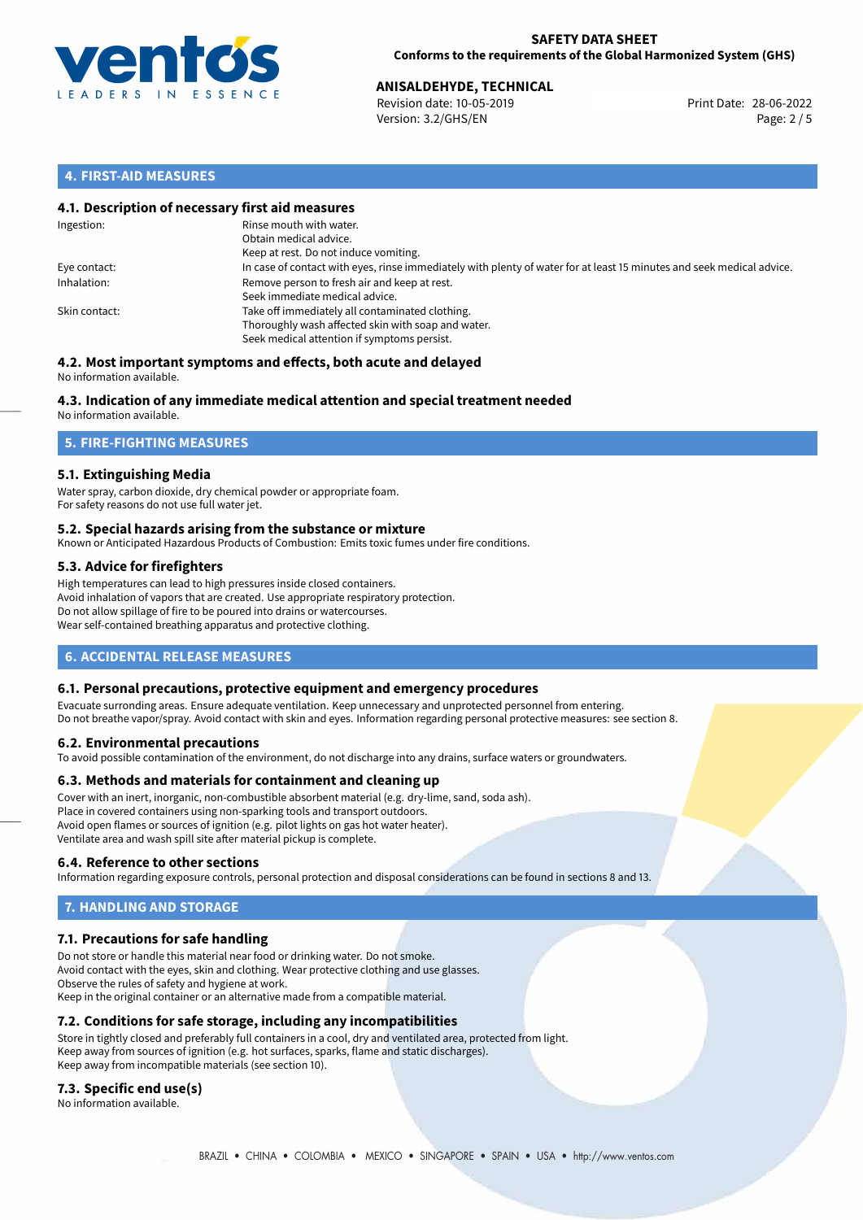## 4. FIRST-AID MEASURES

### 4.1. Description of necessary first aid measures

| | |
|---|---|
| Ingestion: | Rinse mouth with water.<br>Obtain medical advice.<br>Keep at rest. Do not induce vomiting. |
| Eye contact: | In case of contact with eyes, rinse immediately with plenty of water for at least 15 minutes and seek medical advice. |
| Inhalation: | Remove person to fresh air and keep at rest.<br>Seek immediate medical advice. |
| Skin contact: | Take off immediately all contaminated clothing.<br>Thoroughly wash affected skin with soap and water.<br>Seek medical attention if symptoms persist. |

### 4.2. Most important symptoms and effects, both acute and delayed

No information available.

### 4.3. Indication of any immediate medical attention and special treatment needed

No information available.

## 5. FIRE-FIGHTING MEASURES

### 5.1. Extinguishing Media

Water spray, carbon dioxide, dry chemical powder or appropriate foam.
For safety reasons do not use full water jet.

### 5.2. Special hazards arising from the substance or mixture

Known or Anticipated Hazardous Products of Combustion: Emits toxic fumes under fire conditions.

### 5.3. Advice for firefighters

High temperatures can lead to high pressures inside closed containers.
Avoid inhalation of vapors that are created. Use appropriate respiratory protection.
Do not allow spillage of fire to be poured into drains or watercourses.
Wear self-contained breathing apparatus and protective clothing.

## 6. ACCIDENTAL RELEASE MEASURES

### 6.1. Personal precautions, protective equipment and emergency procedures

Evacuate surronding areas. Ensure adequate ventilation. Keep unnecessary and unprotected personnel from entering.
Do not breathe vapor/spray. Avoid contact with skin and eyes. Information regarding personal protective measures: see section 8.

### 6.2. Environmental precautions

To avoid possible contamination of the environment, do not discharge into any drains, surface waters or groundwaters.

### 6.3. Methods and materials for containment and cleaning up

Cover with an inert, inorganic, non-combustible absorbent material (e.g. dry-lime, sand, soda ash).
Place in covered containers using non-sparking tools and transport outdoors.
Avoid open flames or sources of ignition (e.g. pilot lights on gas hot water heater).
Ventilate area and wash spill site after material pickup is complete.

### 6.4. Reference to other sections

Information regarding exposure controls, personal protection and disposal considerations can be found in sections 8 and 13.

## 7. HANDLING AND STORAGE

### 7.1. Precautions for safe handling

Do not store or handle this material near food or drinking water. Do not smoke.
Avoid contact with the eyes, skin and clothing. Wear protective clothing and use glasses.
Observe the rules of safety and hygiene at work.
Keep in the original container or an alternative made from a compatible material.

### 7.2. Conditions for safe storage, including any incompatibilities

Store in tightly closed and preferably full containers in a cool, dry and ventilated area, protected from light.
Keep away from sources of ignition (e.g. hot surfaces, sparks, flame and static discharges).
Keep away from incompatible materials (see section 10).

### 7.3. Specific end use(s)

No information available.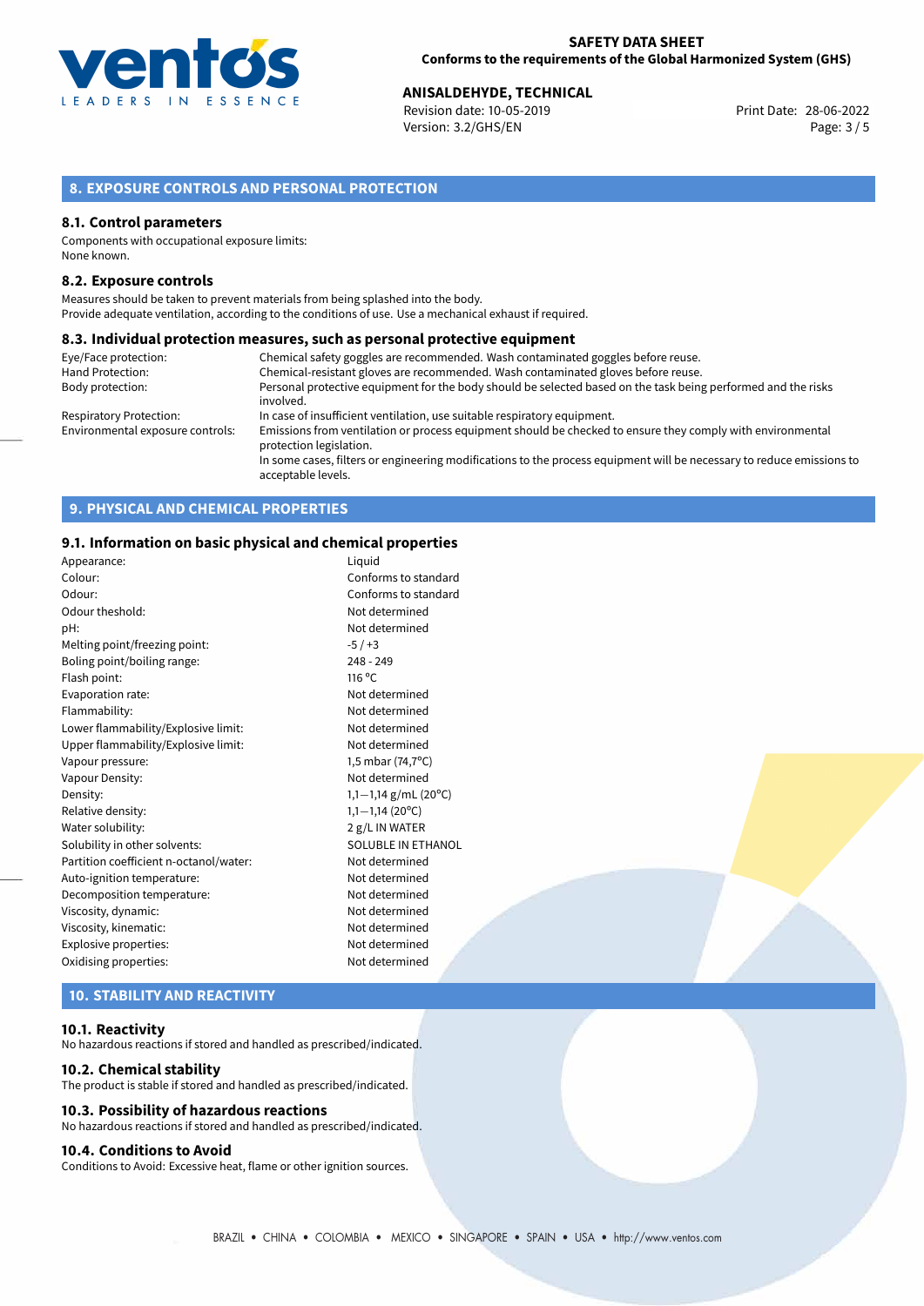## 8. EXPOSURE CONTROLS AND PERSONAL PROTECTION

### 8.1. Control parameters

Components with occupational exposure limits:
None known.

### 8.2. Exposure controls

Measures should be taken to prevent materials from being splashed into the body.
Provide adequate ventilation, according to the conditions of use. Use a mechanical exhaust if required.

### 8.3. Individual protection measures, such as personal protective equipment

| | |
|---|---|
| Eye/Face protection: | Chemical safety goggles are recommended. Wash contaminated goggles before reuse. |
| Hand Protection: | Chemical-resistant gloves are recommended. Wash contaminated gloves before reuse. |
| Body protection: | Personal protective equipment for the body should be selected based on the task being performed and the risks involved. |
| Respiratory Protection: | In case of insufficient ventilation, use suitable respiratory equipment. |
| Environmental exposure controls: | Emissions from ventilation or process equipment should be checked to ensure they comply with environmental protection legislation. In some cases, filters or engineering modifications to the process equipment will be necessary to reduce emissions to acceptable levels. |

## 9. PHYSICAL AND CHEMICAL PROPERTIES

### 9.1. Information on basic physical and chemical properties

| | |
|---|---|
| Appearance: | Liquid |
| Colour: | Conforms to standard |
| Odour: | Conforms to standard |
| Odour theshold: | Not determined |
| pH: | Not determined |
| Melting point/freezing point: | -5 / +3 |
| Boling point/boiling range: | 248 - 249 |
| Flash point: | 116 °C |
| Evaporation rate: | Not determined |
| Flammability: | Not determined |
| Lower flammability/Explosive limit: | Not determined |
| Upper flammability/Explosive limit: | Not determined |
| Vapour pressure: | 1,5 mbar (74,7°C) |
| Vapour Density: | Not determined |
| Density: | 1,1−1,14 g/mL (20°C) |
| Relative density: | 1,1−1,14 (20°C) |
| Water solubility: | 2 g/L IN WATER |
| Solubility in other solvents: | SOLUBLE IN ETHANOL |
| Partition coefficient n-octanol/water: | Not determined |
| Auto-ignition temperature: | Not determined |
| Decomposition temperature: | Not determined |
| Viscosity, dynamic: | Not determined |
| Viscosity, kinematic: | Not determined |
| Explosive properties: | Not determined |
| Oxidising properties: | Not determined |

## 10. STABILITY AND REACTIVITY

### 10.1. Reactivity

No hazardous reactions if stored and handled as prescribed/indicated.

### 10.2. Chemical stability

The product is stable if stored and handled as prescribed/indicated.

### 10.3. Possibility of hazardous reactions

No hazardous reactions if stored and handled as prescribed/indicated.

### 10.4. Conditions to Avoid

Conditions to Avoid: Excessive heat, flame or other ignition sources.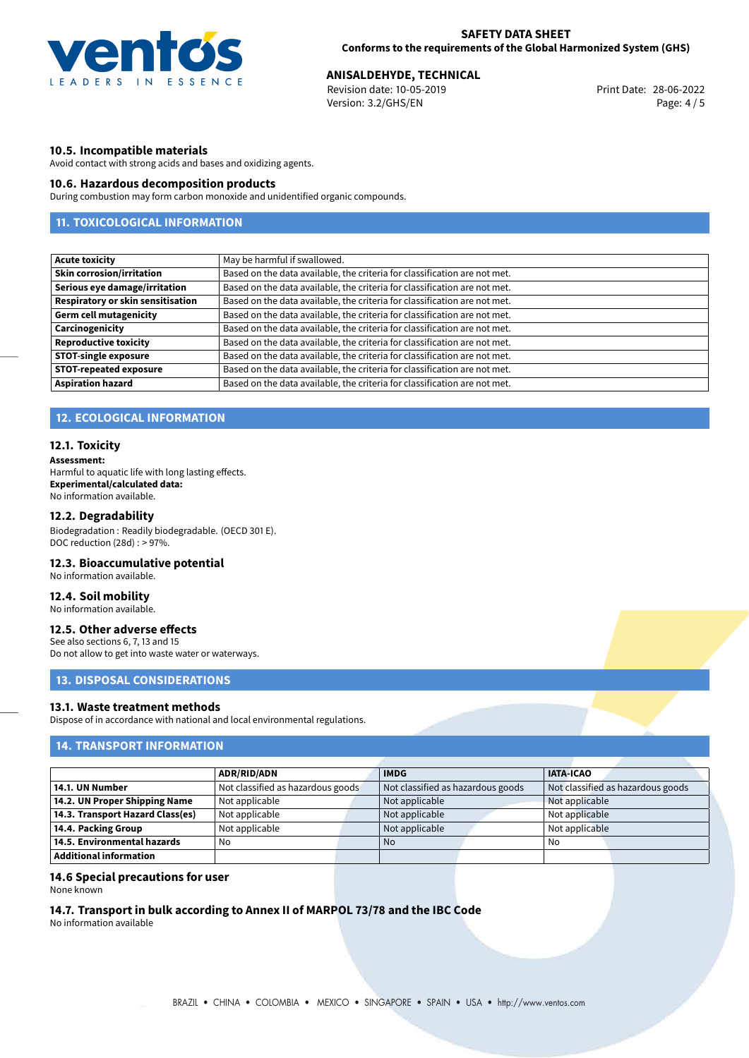### 10.5. Incompatible materials

Avoid contact with strong acids and bases and oxidizing agents.

### 10.6. Hazardous decomposition products

During combustion may form carbon monoxide and unidentified organic compounds.

## 11. TOXICOLOGICAL INFORMATION

| | |
|---|---|
| **Acute toxicity** | May be harmful if swallowed. |
| **Skin corrosion/irritation** | Based on the data available, the criteria for classification are not met. |
| **Serious eye damage/irritation** | Based on the data available, the criteria for classification are not met. |
| **Respiratory or skin sensitisation** | Based on the data available, the criteria for classification are not met. |
| **Germ cell mutagenicity** | Based on the data available, the criteria for classification are not met. |
| **Carcinogenicity** | Based on the data available, the criteria for classification are not met. |
| **Reproductive toxicity** | Based on the data available, the criteria for classification are not met. |
| **STOT-single exposure** | Based on the data available, the criteria for classification are not met. |
| **STOT-repeated exposure** | Based on the data available, the criteria for classification are not met. |
| **Aspiration hazard** | Based on the data available, the criteria for classification are not met. |

## 12. ECOLOGICAL INFORMATION

### 12.1. Toxicity

**Assessment:**
Harmful to aquatic life with long lasting effects.
**Experimental/calculated data:**
No information available.

### 12.2. Degradability

Biodegradation : Readily biodegradable. (OECD 301 E).
DOC reduction (28d) : > 97%.

### 12.3. Bioaccumulative potential

No information available.

### 12.4. Soil mobility

No information available.

### 12.5. Other adverse effects

See also sections 6, 7, 13 and 15
Do not allow to get into waste water or waterways.

## 13. DISPOSAL CONSIDERATIONS

### 13.1. Waste treatment methods

Dispose of in accordance with national and local environmental regulations.

## 14. TRANSPORT INFORMATION

| | ADR/RID/ADN | IMDG | IATA-ICAO |
|---|---|---|---|
| **14.1. UN Number** | Not classified as hazardous goods | Not classified as hazardous goods | Not classified as hazardous goods |
| **14.2. UN Proper Shipping Name** | Not applicable | Not applicable | Not applicable |
| **14.3. Transport Hazard Class(es)** | Not applicable | Not applicable | Not applicable |
| **14.4. Packing Group** | Not applicable | Not applicable | Not applicable |
| **14.5. Environmental hazards** | No | No | No |
| **Additional information** | | | |

### 14.6 Special precautions for user

None known

### 14.7. Transport in bulk according to Annex II of MARPOL 73/78 and the IBC Code

No information available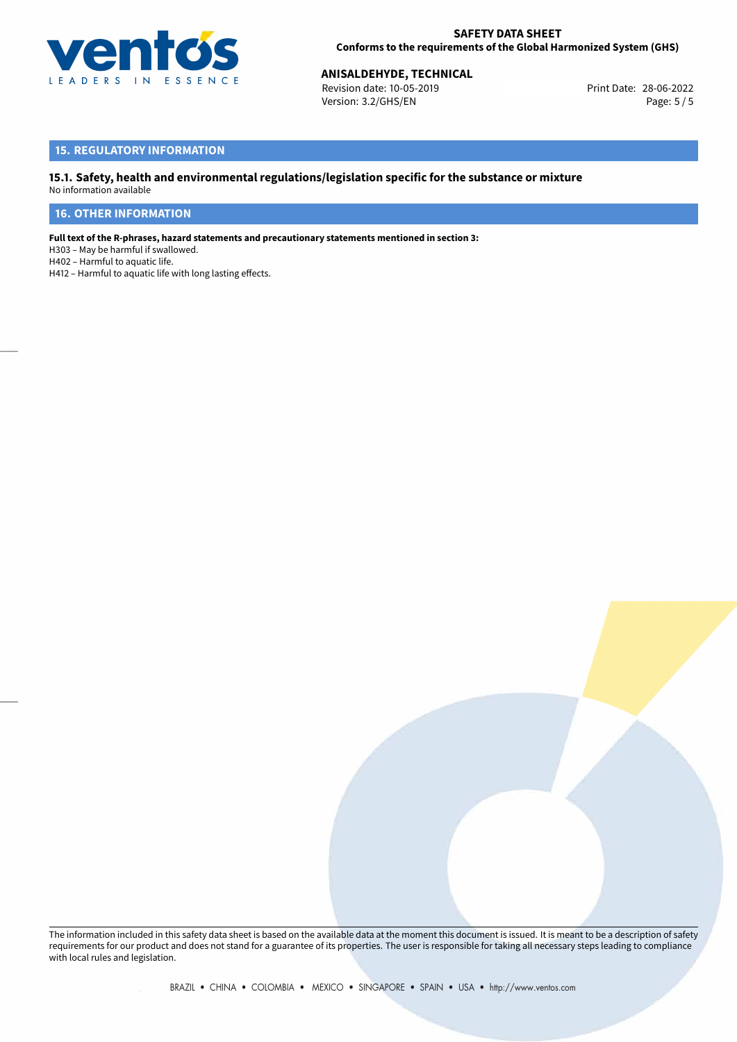## 15. REGULATORY INFORMATION

### 15.1. Safety, health and environmental regulations/legislation specific for the substance or mixture

No information available

## 16. OTHER INFORMATION

**Full text of the R-phrases, hazard statements and precautionary statements mentioned in section 3:**

H303 – May be harmful if swallowed.
H402 – Harmful to aquatic life.
H412 – Harmful to aquatic life with long lasting effects.

The information included in this safety data sheet is based on the available data at the moment this document is issued. It is meant to be a description of safety requirements for our product and does not stand for a guarantee of its properties. The user is responsible for taking all necessary steps leading to compliance with local rules and legislation.